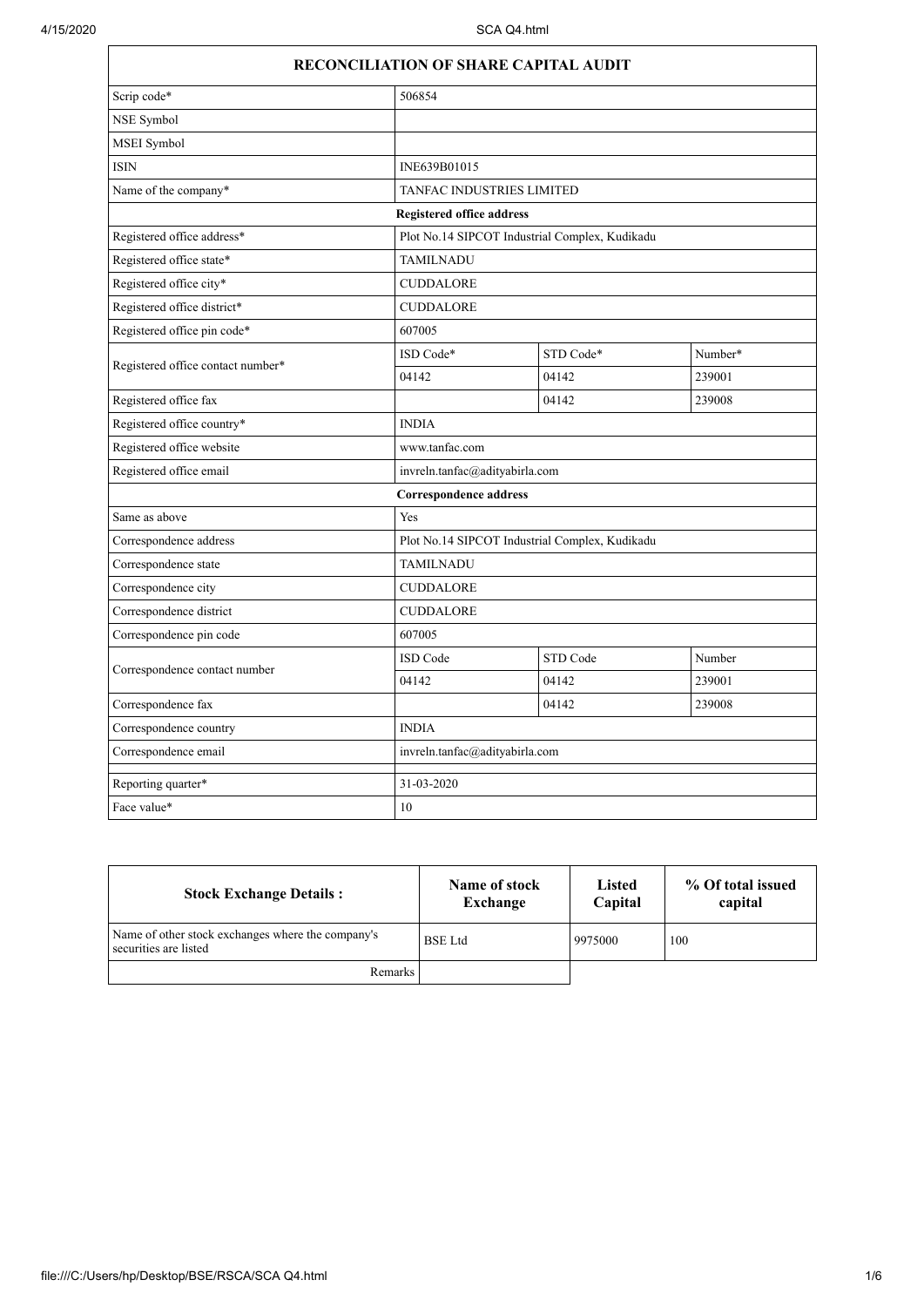## RECONCILIATION OF SHARE CAPITAL AUDIT

| | | | |
|---|---|---|---|
| Scrip code* | 506854 | | |
| NSE Symbol | | | |
| MSEI Symbol | | | |
| ISIN | INE639B01015 | | |
| Name of the company* | TANFAC INDUSTRIES LIMITED | | |
| **Registered office address** | | | |
| Registered office address* | Plot No.14 SIPCOT Industrial Complex, Kudikadu | | |
| Registered office state* | TAMILNADU | | |
| Registered office city* | CUDDALORE | | |
| Registered office district* | CUDDALORE | | |
| Registered office pin code* | 607005 | | |
| Registered office contact number* | ISD Code* | STD Code* | Number* |
| | 04142 | 04142 | 239001 |
| Registered office fax | | 04142 | 239008 |
| Registered office country* | INDIA | | |
| Registered office website | www.tanfac.com | | |
| Registered office email | invreln.tanfac@adityabirla.com | | |
| **Correspondence address** | | | |
| Same as above | Yes | | |
| Correspondence address | Plot No.14 SIPCOT Industrial Complex, Kudikadu | | |
| Correspondence state | TAMILNADU | | |
| Correspondence city | CUDDALORE | | |
| Correspondence district | CUDDALORE | | |
| Correspondence pin code | 607005 | | |
| Correspondence contact number | ISD Code | STD Code | Number |
| | 04142 | 04142 | 239001 |
| Correspondence fax | | 04142 | 239008 |
| Correspondence country | INDIA | | |
| Correspondence email | invreln.tanfac@adityabirla.com | | |
| Reporting quarter* | 31-03-2020 | | |
| Face value* | 10 | | |

| Stock Exchange Details : | Name of stock Exchange | Listed Capital | % Of total issued capital |
|---|---|---|---|
| Name of other stock exchanges where the company's securities are listed | BSE Ltd | 9975000 | 100 |
| Remarks | | | |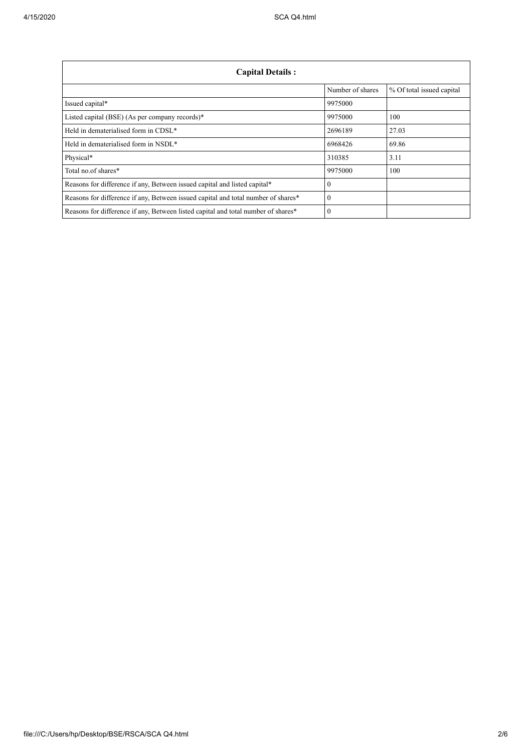| Capital Details : | | |
|---|---|---|
| | Number of shares | % Of total issued capital |
| Issued capital* | 9975000 | |
| Listed capital (BSE) (As per company records)* | 9975000 | 100 |
| Held in dematerialised form in CDSL* | 2696189 | 27.03 |
| Held in dematerialised form in NSDL* | 6968426 | 69.86 |
| Physical* | 310385 | 3.11 |
| Total no.of shares* | 9975000 | 100 |
| Reasons for difference if any, Between issued capital and listed capital* | 0 | |
| Reasons for difference if any, Between issued capital and total number of shares* | 0 | |
| Reasons for difference if any, Between listed capital and total number of shares* | 0 | |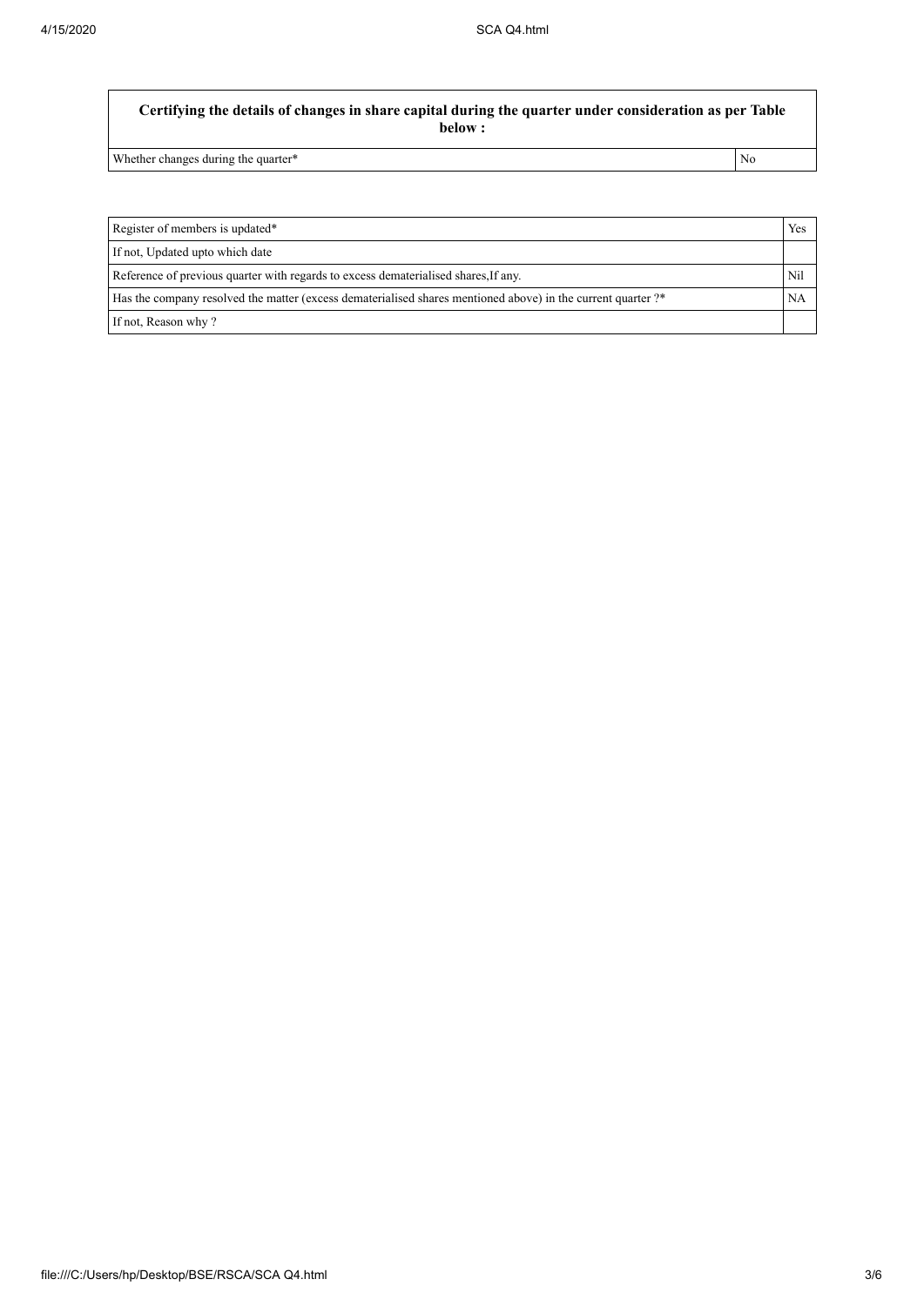| Certifying the details of changes in share capital during the quarter under consideration as per Table below : | |
|---|---|
| Whether changes during the quarter* | No |

| Register of members is updated* | Yes |
|---|---|
| If not, Updated upto which date | |
| Reference of previous quarter with regards to excess dematerialised shares,If any. | Nil |
| Has the company resolved the matter (excess dematerialised shares mentioned above) in the current quarter ?* | NA |
| If not, Reason why ? | |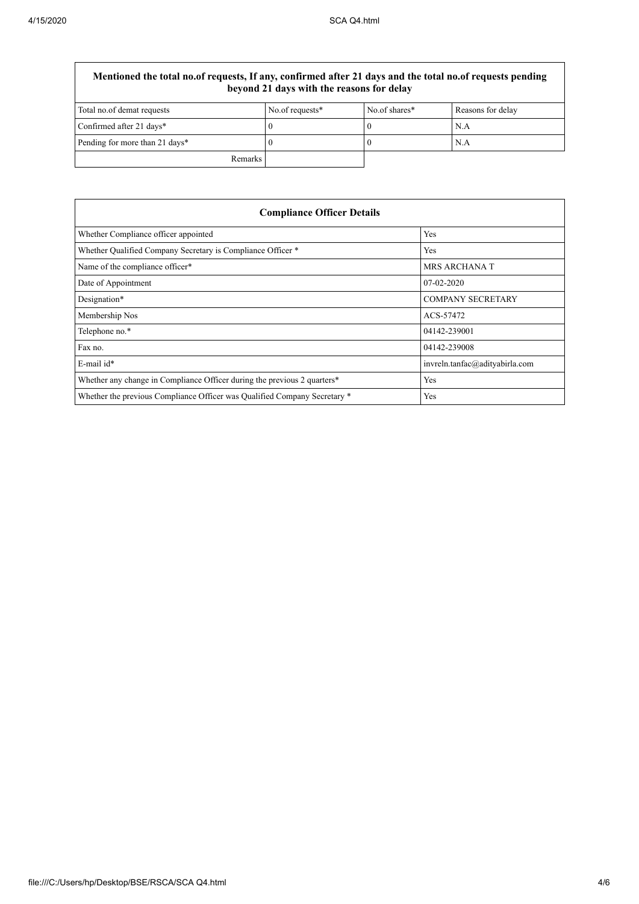| Mentioned the total no.of requests, If any, confirmed after 21 days and the total no.of requests pending beyond 21 days with the reasons for delay | | | |
|---|---|---|---|
| Total no.of demat requests | No.of requests* | No.of shares* | Reasons for delay |
| Confirmed after 21 days* | 0 | 0 | N.A |
| Pending for more than 21 days* | 0 | 0 | N.A |
| Remarks | | | |

| Compliance Officer Details | |
|---|---|
| Whether Compliance officer appointed | Yes |
| Whether Qualified Company Secretary is Compliance Officer * | Yes |
| Name of the compliance officer* | MRS ARCHANA T |
| Date of Appointment | 07-02-2020 |
| Designation* | COMPANY SECRETARY |
| Membership Nos | ACS-57472 |
| Telephone no.* | 04142-239001 |
| Fax no. | 04142-239008 |
| E-mail id* | invreln.tanfac@adityabirla.com |
| Whether any change in Compliance Officer during the previous 2 quarters* | Yes |
| Whether the previous Compliance Officer was Qualified Company Secretary * | Yes |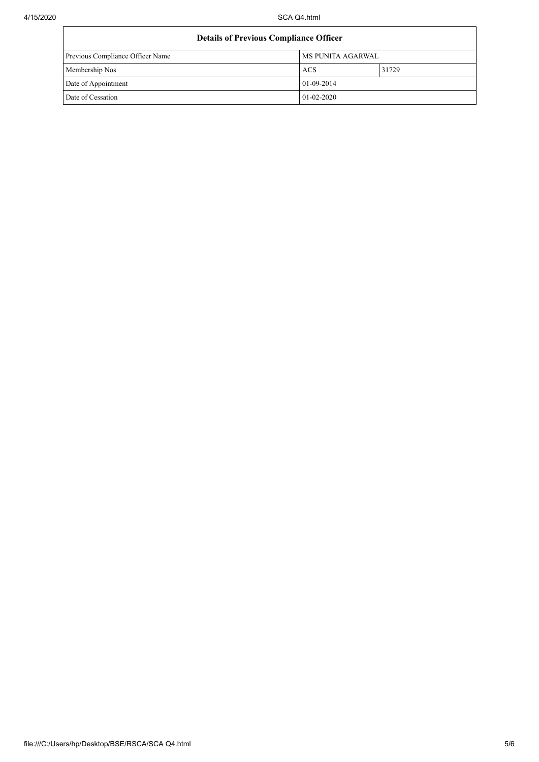| Details of Previous Compliance Officer | | |
|---|---|---|
| Previous Compliance Officer Name | MS PUNITA AGARWAL | |
| Membership Nos | ACS | 31729 |
| Date of Appointment | 01-09-2014 | |
| Date of Cessation | 01-02-2020 | |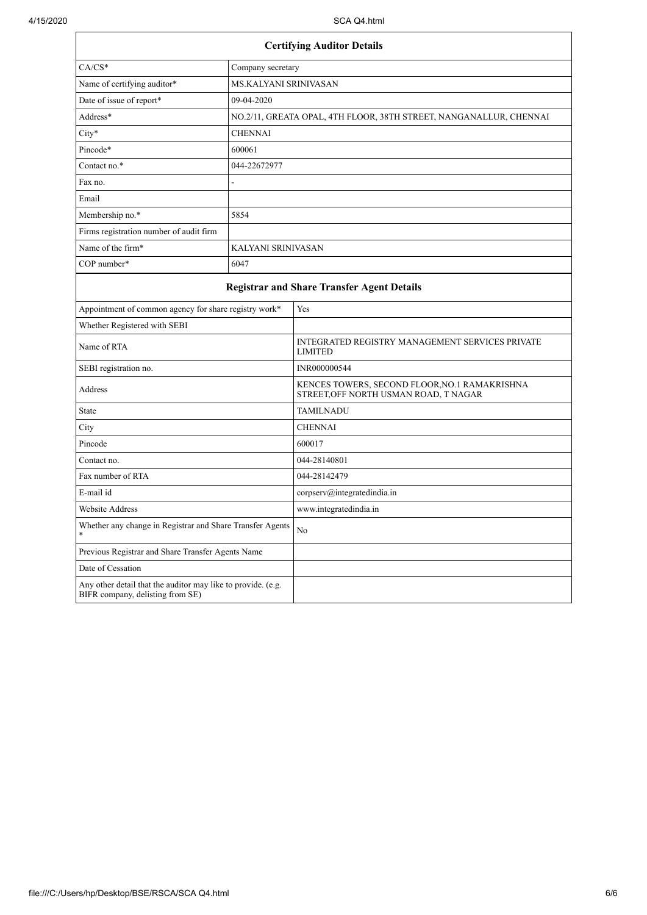## Certifying Auditor Details

| | |
|---|---|
| CA/CS* | Company secretary |
| Name of certifying auditor* | MS.KALYANI SRINIVASAN |
| Date of issue of report* | 09-04-2020 |
| Address* | NO.2/11, GREATA OPAL, 4TH FLOOR, 38TH STREET, NANGANALLUR, CHENNAI |
| City* | CHENNAI |
| Pincode* | 600061 |
| Contact no.* | 044-22672977 |
| Fax no. | - |
| Email | |
| Membership no.* | 5854 |
| Firms registration number of audit firm | |
| Name of the firm* | KALYANI SRINIVASAN |
| COP number* | 6047 |

## Registrar and Share Transfer Agent Details

| | |
|---|---|
| Appointment of common agency for share registry work* | Yes |
| Whether Registered with SEBI | |
| Name of RTA | INTEGRATED REGISTRY MANAGEMENT SERVICES PRIVATE LIMITED |
| SEBI registration no. | INR000000544 |
| Address | KENCES TOWERS, SECOND FLOOR,NO.1 RAMAKRISHNA STREET,OFF NORTH USMAN ROAD, T NAGAR |
| State | TAMILNADU |
| City | CHENNAI |
| Pincode | 600017 |
| Contact no. | 044-28140801 |
| Fax number of RTA | 044-28142479 |
| E-mail id | corpserv@integratedindia.in |
| Website Address | www.integratedindia.in |
| Whether any change in Registrar and Share Transfer Agents * | No |
| Previous Registrar and Share Transfer Agents Name | |
| Date of Cessation | |
| Any other detail that the auditor may like to provide. (e.g. BIFR company, delisting from SE) | |